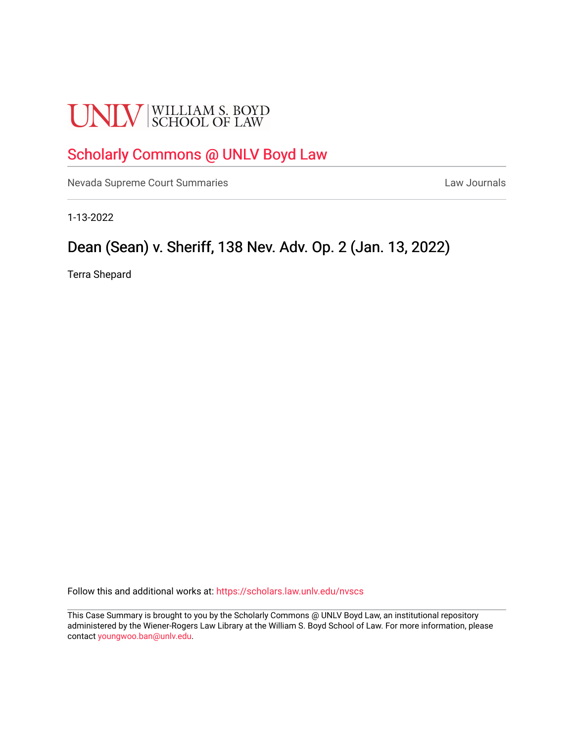UNLV | WILLIAM S. BOYD SCHOOL OF LAW

## Scholarly Commons @ UNLV Boyd Law

Nevada Supreme Court Summaries | Law Journals

1-13-2022

# Dean (Sean) v. Sheriff, 138 Nev. Adv. Op. 2 (Jan. 13, 2022)

Terra Shepard

Follow this and additional works at: https://scholars.law.unlv.edu/nvscs

This Case Summary is brought to you by the Scholarly Commons @ UNLV Boyd Law, an institutional repository administered by the Wiener-Rogers Law Library at the William S. Boyd School of Law. For more information, please contact youngwoo.ban@unlv.edu.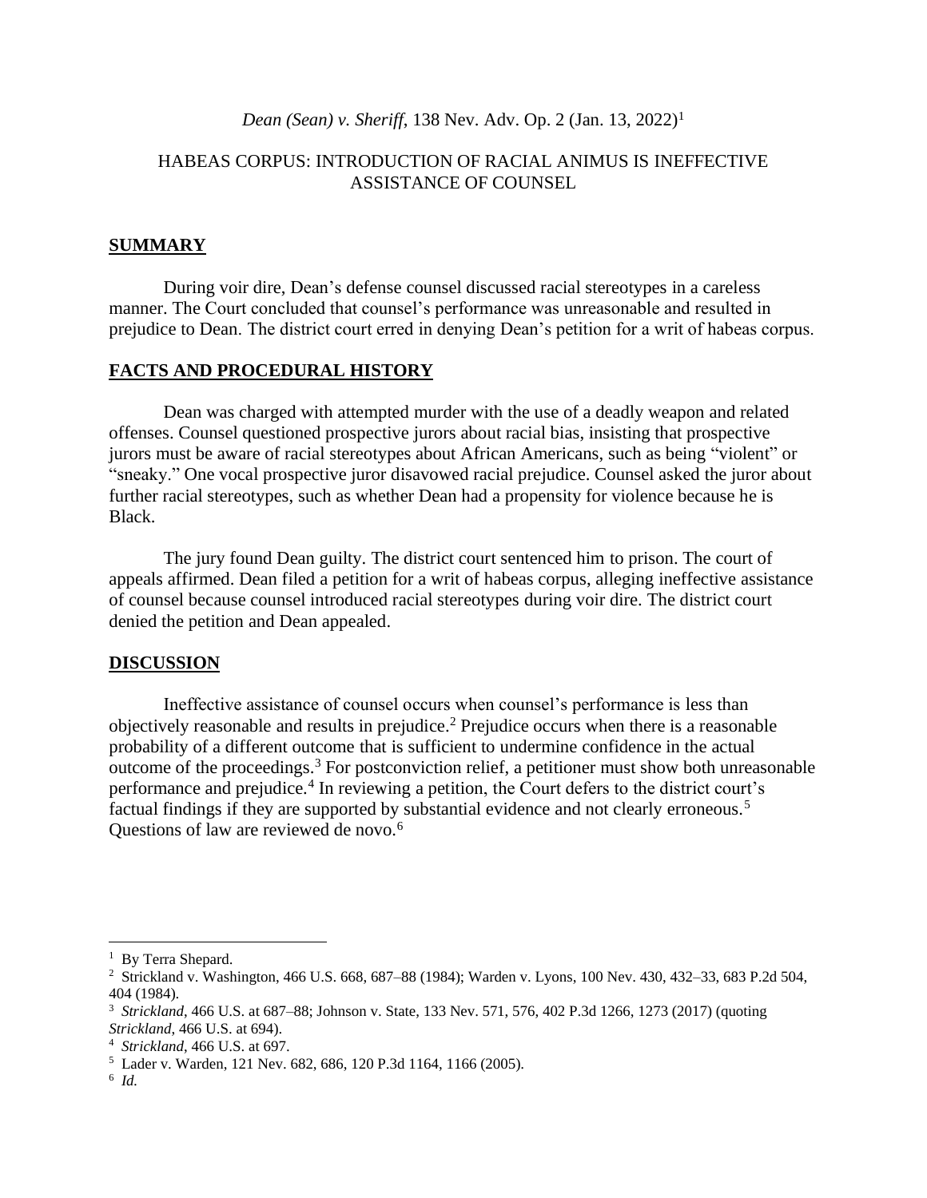*Dean (Sean) v. Sheriff*, 138 Nev. Adv. Op. 2 (Jan. 13, 2022)[1]

HABEAS CORPUS: INTRODUCTION OF RACIAL ANIMUS IS INEFFECTIVE ASSISTANCE OF COUNSEL

## SUMMARY

During voir dire, Dean's defense counsel discussed racial stereotypes in a careless manner. The Court concluded that counsel's performance was unreasonable and resulted in prejudice to Dean. The district court erred in denying Dean's petition for a writ of habeas corpus.

## FACTS AND PROCEDURAL HISTORY

Dean was charged with attempted murder with the use of a deadly weapon and related offenses. Counsel questioned prospective jurors about racial bias, insisting that prospective jurors must be aware of racial stereotypes about African Americans, such as being "violent" or "sneaky." One vocal prospective juror disavowed racial prejudice. Counsel asked the juror about further racial stereotypes, such as whether Dean had a propensity for violence because he is Black.

The jury found Dean guilty. The district court sentenced him to prison. The court of appeals affirmed. Dean filed a petition for a writ of habeas corpus, alleging ineffective assistance of counsel because counsel introduced racial stereotypes during voir dire. The district court denied the petition and Dean appealed.

## DISCUSSION

Ineffective assistance of counsel occurs when counsel's performance is less than objectively reasonable and results in prejudice.[2] Prejudice occurs when there is a reasonable probability of a different outcome that is sufficient to undermine confidence in the actual outcome of the proceedings.[3] For postconviction relief, a petitioner must show both unreasonable performance and prejudice.[4] In reviewing a petition, the Court defers to the district court's factual findings if they are supported by substantial evidence and not clearly erroneous.[5] Questions of law are reviewed de novo.[6]

---

[1] By Terra Shepard.

[2] Strickland v. Washington, 466 U.S. 668, 687–88 (1984); Warden v. Lyons, 100 Nev. 430, 432–33, 683 P.2d 504, 404 (1984).

[3] *Strickland*, 466 U.S. at 687–88; Johnson v. State, 133 Nev. 571, 576, 402 P.3d 1266, 1273 (2017) (quoting *Strickland*, 466 U.S. at 694).

[4] *Strickland*, 466 U.S. at 697.

[5] Lader v. Warden, 121 Nev. 682, 686, 120 P.3d 1164, 1166 (2005).

[6] *Id.*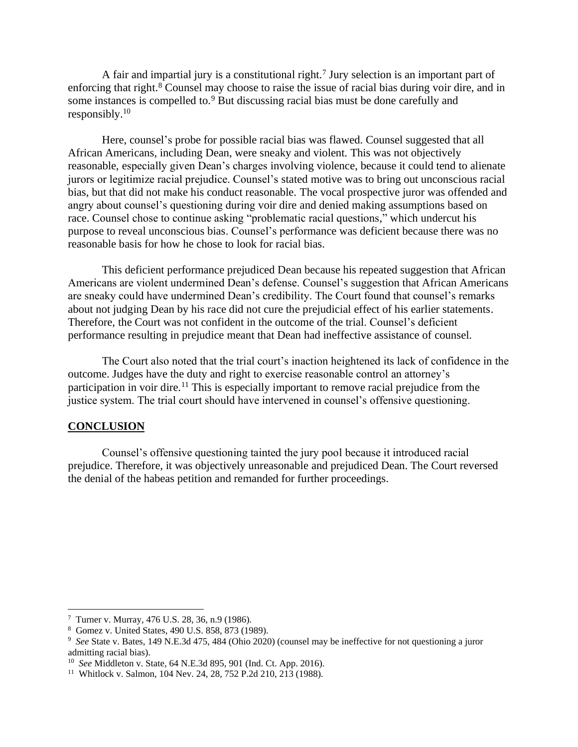A fair and impartial jury is a constitutional right.[7] Jury selection is an important part of enforcing that right.[8] Counsel may choose to raise the issue of racial bias during voir dire, and in some instances is compelled to.[9] But discussing racial bias must be done carefully and responsibly.[10]

Here, counsel's probe for possible racial bias was flawed. Counsel suggested that all African Americans, including Dean, were sneaky and violent. This was not objectively reasonable, especially given Dean's charges involving violence, because it could tend to alienate jurors or legitimize racial prejudice. Counsel's stated motive was to bring out unconscious racial bias, but that did not make his conduct reasonable. The vocal prospective juror was offended and angry about counsel's questioning during voir dire and denied making assumptions based on race. Counsel chose to continue asking "problematic racial questions," which undercut his purpose to reveal unconscious bias. Counsel's performance was deficient because there was no reasonable basis for how he chose to look for racial bias.

This deficient performance prejudiced Dean because his repeated suggestion that African Americans are violent undermined Dean's defense. Counsel's suggestion that African Americans are sneaky could have undermined Dean's credibility. The Court found that counsel's remarks about not judging Dean by his race did not cure the prejudicial effect of his earlier statements. Therefore, the Court was not confident in the outcome of the trial. Counsel's deficient performance resulting in prejudice meant that Dean had ineffective assistance of counsel.

The Court also noted that the trial court's inaction heightened its lack of confidence in the outcome. Judges have the duty and right to exercise reasonable control an attorney's participation in voir dire.[11] This is especially important to remove racial prejudice from the justice system. The trial court should have intervened in counsel's offensive questioning.

## CONCLUSION

Counsel's offensive questioning tainted the jury pool because it introduced racial prejudice. Therefore, it was objectively unreasonable and prejudiced Dean. The Court reversed the denial of the habeas petition and remanded for further proceedings.

---

[7] Turner v. Murray, 476 U.S. 28, 36, n.9 (1986).

[8] Gomez v. United States, 490 U.S. 858, 873 (1989).

[9] *See* State v. Bates, 149 N.E.3d 475, 484 (Ohio 2020) (counsel may be ineffective for not questioning a juror admitting racial bias).

[10] *See* Middleton v. State, 64 N.E.3d 895, 901 (Ind. Ct. App. 2016).

[11] Whitlock v. Salmon, 104 Nev. 24, 28, 752 P.2d 210, 213 (1988).